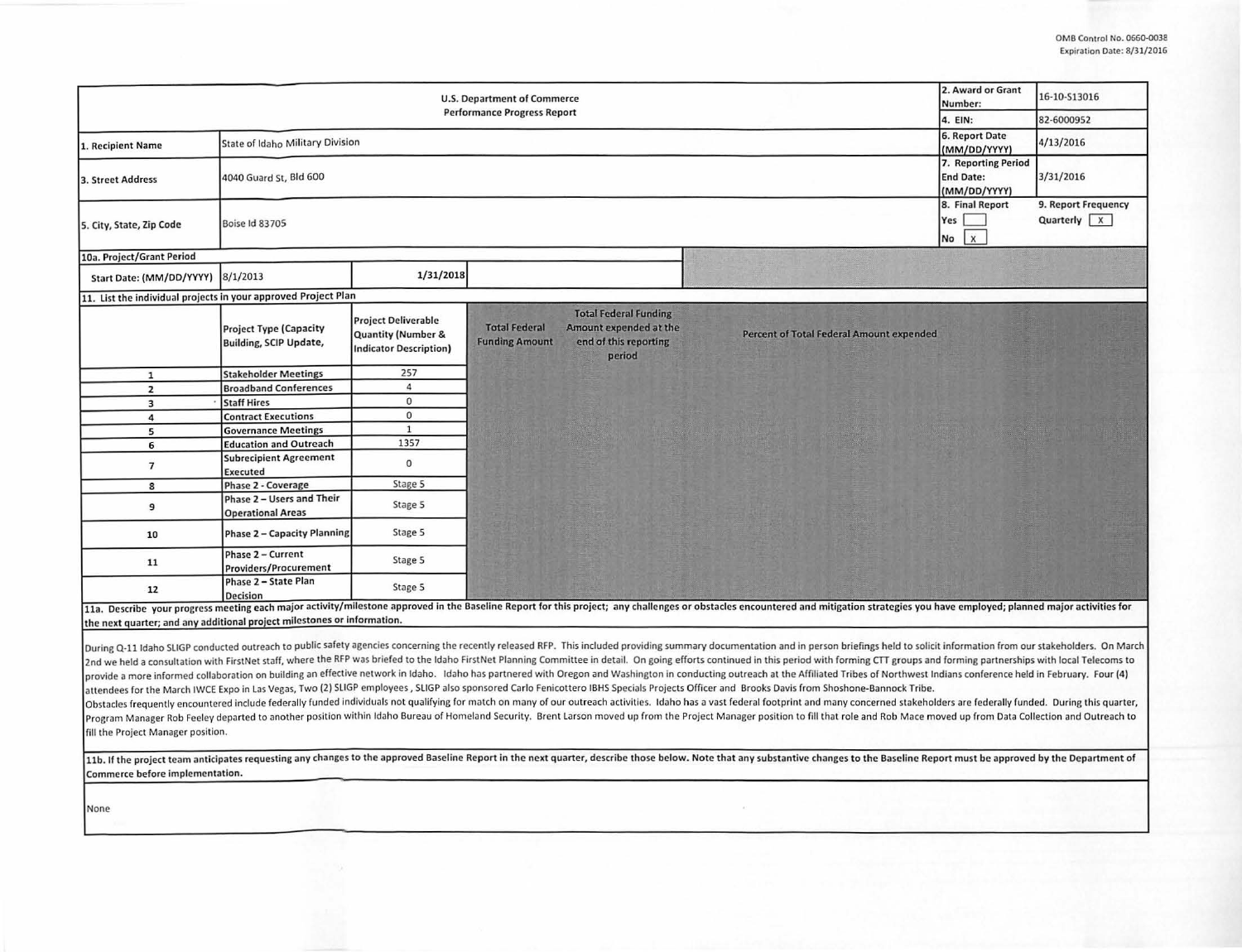OMB Control No. 0660-0038
Expiration Date: 8/31/2016

| U.S. Department of Commerce Performance Progress Report | | 2. Award or Grant Number: | 16-10-S13016 |
|---|---|---|---|
| | | 4. EIN: | 82-6000952 |
| 1. Recipient Name | State of Idaho Military Division | 6. Report Date (MM/DD/YYYY) | 4/13/2016 |
| 3. Street Address | 4040 Guard St, Bld 600 | 7. Reporting Period End Date: (MM/DD/YYYY) | 3/31/2016 |
| 5. City, State, Zip Code | Boise Id 83705 | 8. Final Report Yes [ ] No [X] | 9. Report Frequency Quarterly [X] |

**10a. Project/Grant Period**

| Start Date: (MM/DD/YYYY) | 8/1/2013 | 1/31/2018 |
|---|---|---|

**11. List the individual projects in your approved Project Plan**

| | Project Type (Capacity Building, SCIP Update, | Project Deliverable Quantity (Number & Indicator Description) | Total Federal Funding Amount | Total Federal Funding Amount expended at the end of this reporting period | Percent of Total Federal Amount expended |
|---|---|---|---|---|---|
| 1 | Stakeholder Meetings | 257 | | | |
| 2 | Broadband Conferences | 4 | | | |
| 3 | Staff Hires | 0 | | | |
| 4 | Contract Executions | 0 | | | |
| 5 | Governance Meetings | 1 | | | |
| 6 | Education and Outreach | 1357 | | | |
| 7 | Subrecipient Agreement Executed | 0 | | | |
| 8 | Phase 2 - Coverage | Stage 5 | | | |
| 9 | Phase 2 – Users and Their Operational Areas | Stage 5 | | | |
| 10 | Phase 2 – Capacity Planning | Stage 5 | | | |
| 11 | Phase 2 – Current Providers/Procurement | Stage 5 | | | |
| 12 | Phase 2 – State Plan Decision | Stage 5 | | | |

**11a. Describe your progress meeting each major activity/milestone approved in the Baseline Report for this project; any challenges or obstacles encountered and mitigation strategies you have employed; planned major activities for the next quarter; and any additional project milestones or information.**

During Q-11 Idaho SLIGP conducted outreach to public safety agencies concerning the recently released RFP. This included providing summary documentation and in person briefings held to solicit information from our stakeholders. On March 2nd we held a consultation with FirstNet staff, where the RFP was briefed to the Idaho FirstNet Planning Committee in detail. On going efforts continued in this period with forming CTT groups and forming partnerships with local Telecoms to provide a more informed collaboration on building an effective network in Idaho. Idaho has partnered with Oregon and Washington in conducting outreach at the Affiliated Tribes of Northwest Indians conference held in February. Four (4) attendees for the March IWCE Expo in Las Vegas, Two (2) SLIGP employees , SLIGP also sponsored Carlo Fenicottero IBHS Specials Projects Officer and Brooks Davis from Shoshone-Bannock Tribe.

Obstacles frequently encountered include federally funded individuals not qualifying for match on many of our outreach activities. Idaho has a vast federal footprint and many concerned stakeholders are federally funded. During this quarter, Program Manager Rob Feeley departed to another position within Idaho Bureau of Homeland Security. Brent Larson moved up from the Project Manager position to fill that role and Rob Mace moved up from Data Collection and Outreach to fill the Project Manager position.

**11b. If the project team anticipates requesting any changes to the approved Baseline Report in the next quarter, describe those below. Note that any substantive changes to the Baseline Report must be approved by the Department of Commerce before implementation.**

None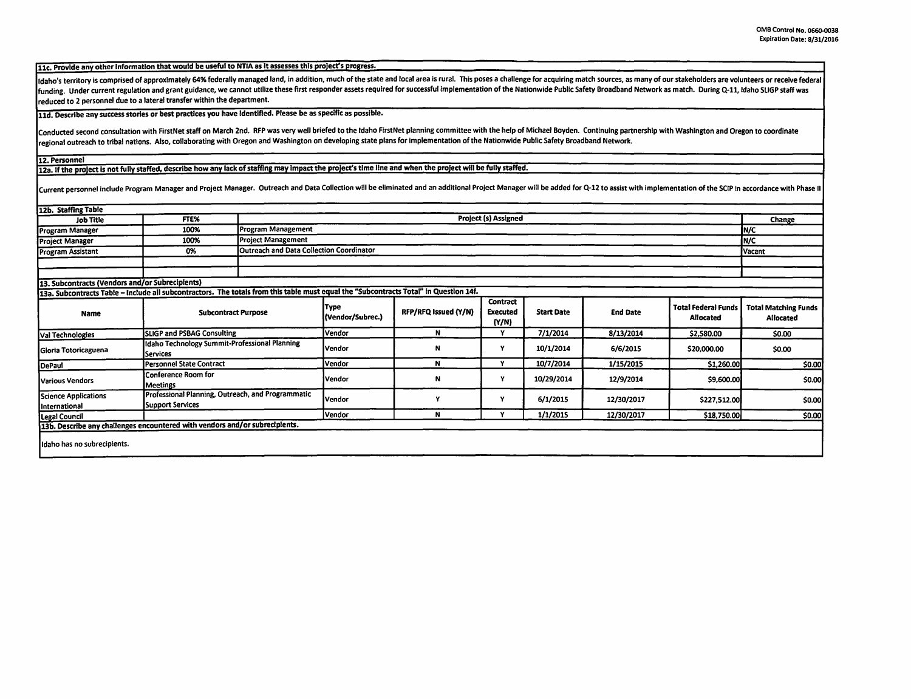OMB Control No. 0660-0038
Expiration Date: 8/31/2016

**11c. Provide any other information that would be useful to NTIA as it assesses this project's progress.**

Idaho's territory is comprised of approximately 64% federally managed land, in addition, much of the state and local area is rural. This poses a challenge for acquiring match sources, as many of our stakeholders are volunteers or receive federal funding. Under current regulation and grant guidance, we cannot utilize these first responder assets required for successful implementation of the Nationwide Public Safety Broadband Network as match. During Q-11, Idaho SLIGP staff was reduced to 2 personnel due to a lateral transfer within the department.

**11d. Describe any success stories or best practices you have identified. Please be as specific as possible.**

Conducted second consultation with FirstNet staff on March 2nd. RFP was very well briefed to the Idaho FirstNet planning committee with the help of Michael Boyden. Continuing partnership with Washington and Oregon to coordinate regional outreach to tribal nations. Also, collaborating with Oregon and Washington on developing state plans for implementation of the Nationwide Public Safety Broadband Network.

**12. Personnel**

**12a. If the project is not fully staffed, describe how any lack of staffing may impact the project's time line and when the project will be fully staffed.**

Current personnel include Program Manager and Project Manager. Outreach and Data Collection will be eliminated and an additional Project Manager will be added for Q-12 to assist with implementation of the SCIP in accordance with Phase II

**12b. Staffing Table**

| Job Title | FTE% | Project (s) Assigned | Change |
|---|---|---|---|
| Program Manager | 100% | Program Management | N/C |
| Project Manager | 100% | Project Management | N/C |
| Program Assistant | 0% | Outreach and Data Collection Coordinator | Vacant |
| | | | |
| | | | |

**13. Subcontracts (Vendors and/or Subrecipients)**

**13a. Subcontracts Table – Include all subcontractors. The totals from this table must equal the "Subcontracts Total" in Question 14f.**

| Name | Subcontract Purpose | Type (Vendor/Subrec.) | RFP/RFQ Issued (Y/N) | Contract Executed (Y/N) | Start Date | End Date | Total Federal Funds Allocated | Total Matching Funds Allocated |
|---|---|---|---|---|---|---|---|---|
| Val Technologies | SLIGP and PSBAG Consulting | Vendor | N | Y | 7/1/2014 | 8/13/2014 | $2,580.00 | $0.00 |
| Gloria Totoricaguena | Idaho Technology Summit-Professional Planning Services | Vendor | N | Y | 10/1/2014 | 6/6/2015 | $20,000.00 | $0.00 |
| DePaul | Personnel State Contract | Vendor | N | Y | 10/7/2014 | 1/15/2015 | $1,260.00 | $0.00 |
| Various Vendors | Conference Room for Meetings | Vendor | N | Y | 10/29/2014 | 12/9/2014 | $9,600.00 | $0.00 |
| Science Applications International | Professional Planning, Outreach, and Programmatic Support Services | Vendor | Y | Y | 6/1/2015 | 12/30/2017 | $227,512.00 | $0.00 |
| Legal Council | | Vendor | N | Y | 1/1/2015 | 12/30/2017 | $18,750.00 | $0.00 |

**13b. Describe any challenges encountered with vendors and/or subrecipients.**

Idaho has no subrecipients.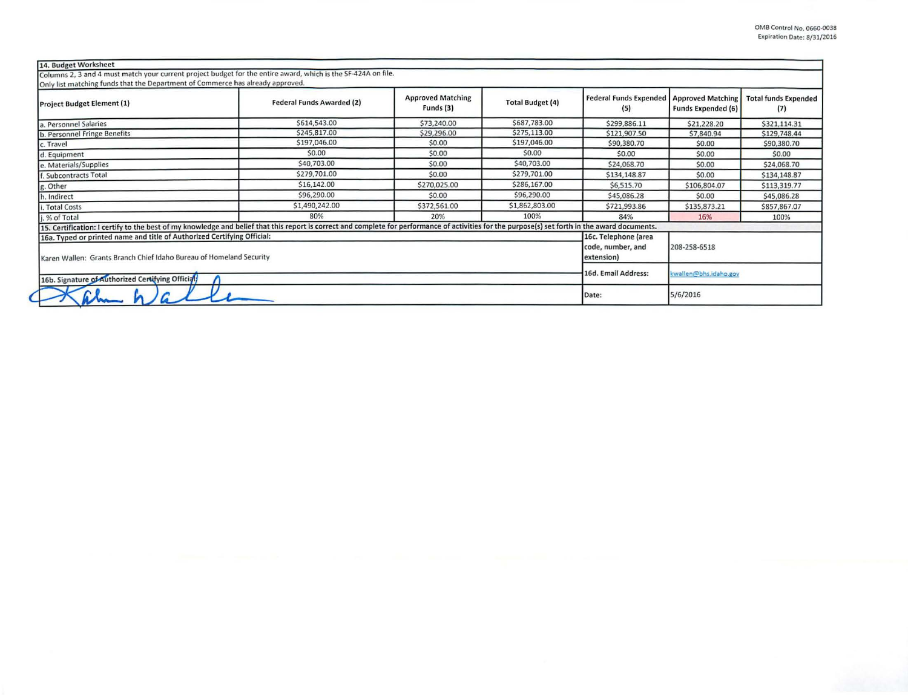OMB Control No. 0660-0038
Expiration Date: 8/31/2016

| 14. Budget Worksheet | | | | | | |
|---|---|---|---|---|---|---|
| Columns 2, 3 and 4 must match your current project budget for the entire award, which is the SF-424A on file. Only list matching funds that the Department of Commerce has already approved. | | | | | | |
| Project Budget Element (1) | Federal Funds Awarded (2) | Approved Matching Funds (3) | Total Budget (4) | Federal Funds Expended (5) | Approved Matching Funds Expended (6) | Total funds Expended (7) |
| a. Personnel Salaries | $614,543.00 | $73,240.00 | $687,783.00 | $299,886.11 | $21,228.20 | $321,114.31 |
| b. Personnel Fringe Benefits | $245,817.00 | $29,296.00 | $275,113.00 | $121,907.50 | $7,840.94 | $129,748.44 |
| c. Travel | $197,046.00 | $0.00 | $197,046.00 | $90,380.70 | $0.00 | $90,380.70 |
| d. Equipment | $0.00 | $0.00 | $0.00 | $0.00 | $0.00 | $0.00 |
| e. Materials/Supplies | $40,703.00 | $0.00 | $40,703.00 | $24,068.70 | $0.00 | $24,068.70 |
| f. Subcontracts Total | $279,701.00 | $0.00 | $279,701.00 | $134,148.87 | $0.00 | $134,148.87 |
| g. Other | $16,142.00 | $270,025.00 | $286,167.00 | $6,515.70 | $106,804.07 | $113,319.77 |
| h. Indirect | $96,290.00 | $0.00 | $96,290.00 | $45,086.28 | $0.00 | $45,086.28 |
| i. Total Costs | $1,490,242.00 | $372,561.00 | $1,862,803.00 | $721,993.86 | $135,873.21 | $857,867.07 |
| j. % of Total | 80% | 20% | 100% | 84% | 16% | 100% |

**15. Certification:** I certify to the best of my knowledge and belief that this report is correct and complete for performance of activities for the purpose(s) set forth in the award documents.

| | | |
|---|---|---|
| **16a. Typed or printed name and title of Authorized Certifying Official:** Karen Wallen: Grants Branch Chief Idaho Bureau of Homeland Security | 16c. Telephone (area code, number, and extension) | 208-258-6518 |
| **16b. Signature of Authorized Certifying Official:** Karen Wallen | 16d. Email Address: | kwallen@bhs.idaho.gov |
| | Date: | 5/6/2016 |